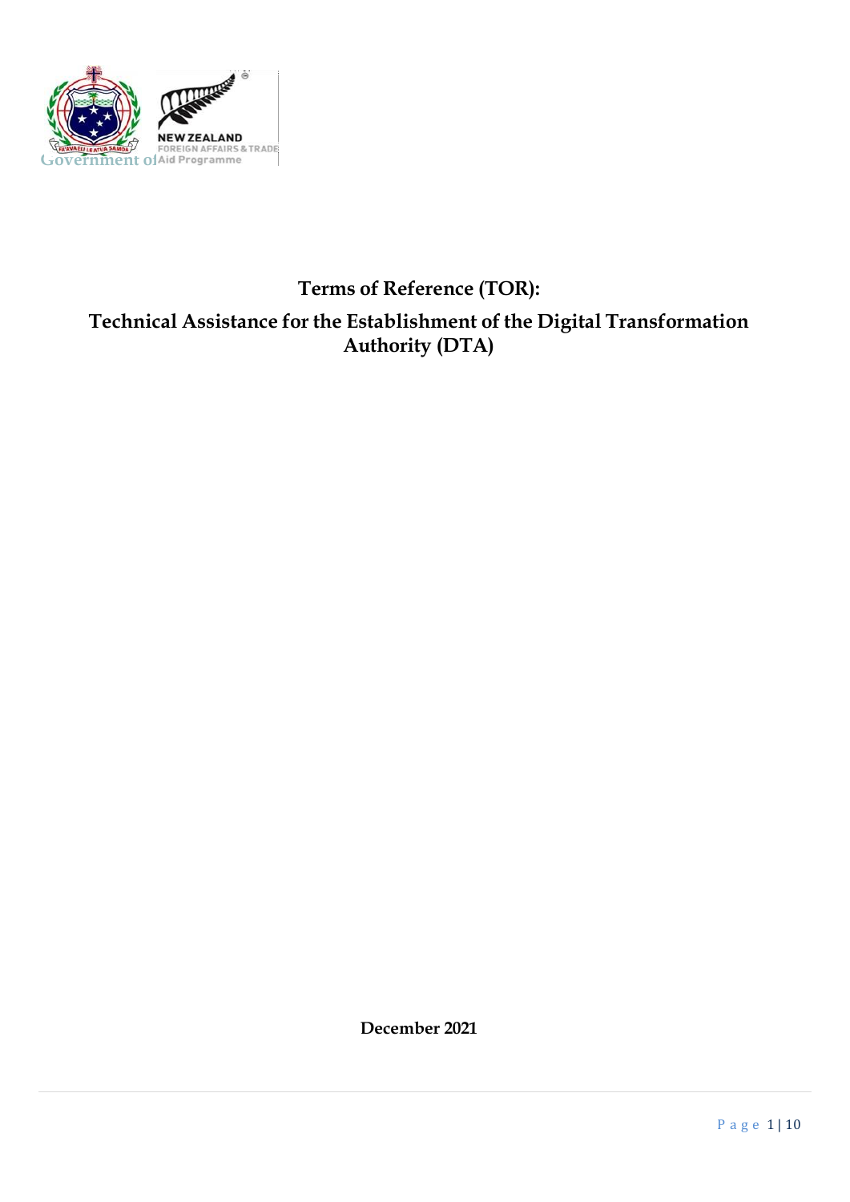Government of

# Terms of Reference (TOR):

## Technical Assistance for the Establishment of the Digital Transformation Authority (DTA)

**December 2021**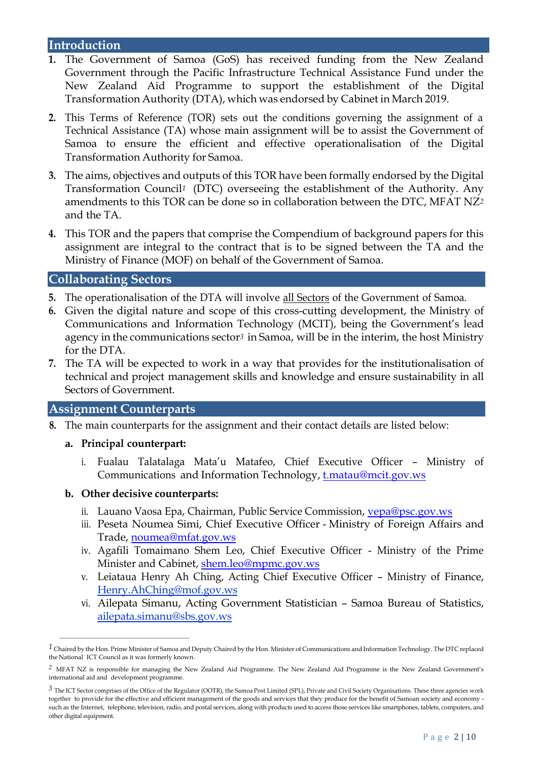## Introduction

1. The Government of Samoa (GoS) has received funding from the New Zealand Government through the Pacific Infrastructure Technical Assistance Fund under the New Zealand Aid Programme to support the establishment of the Digital Transformation Authority (DTA), which was endorsed by Cabinet in March 2019.

2. This Terms of Reference (TOR) sets out the conditions governing the assignment of a Technical Assistance (TA) whose main assignment will be to assist the Government of Samoa to ensure the efficient and effective operationalisation of the Digital Transformation Authority for Samoa.

3. The aims, objectives and outputs of this TOR have been formally endorsed by the Digital Transformation Council[1] (DTC) overseeing the establishment of the Authority. Any amendments to this TOR can be done so in collaboration between the DTC, MFAT NZ[2] and the TA.

4. This TOR and the papers that comprise the Compendium of background papers for this assignment are integral to the contract that is to be signed between the TA and the Ministry of Finance (MOF) on behalf of the Government of Samoa.

## Collaborating Sectors

5. The operationalisation of the DTA will involve all Sectors of the Government of Samoa.
6. Given the digital nature and scope of this cross-cutting development, the Ministry of Communications and Information Technology (MCIT), being the Government's lead agency in the communications sector[3] in Samoa, will be in the interim, the host Ministry for the DTA.
7. The TA will be expected to work in a way that provides for the institutionalisation of technical and project management skills and knowledge and ensure sustainability in all Sectors of Government.

## Assignment Counterparts

8. The main counterparts for the assignment and their contact details are listed below:

   a. **Principal counterpart:**

      i. Fualau Talatalaga Mata'u Matafeo, Chief Executive Officer – Ministry of Communications and Information Technology, t.matau@mcit.gov.ws

   b. **Other decisive counterparts:**

      ii. Lauano Vaosa Epa, Chairman, Public Service Commission, vepa@psc.gov.ws
      iii. Peseta Noumea Simi, Chief Executive Officer - Ministry of Foreign Affairs and Trade, noumea@mfat.gov.ws
      iv. Agafili Tomaimano Shem Leo, Chief Executive Officer - Ministry of the Prime Minister and Cabinet, shem.leo@mpmc.gov.ws
      v. Leiataua Henry Ah Ching, Acting Chief Executive Officer – Ministry of Finance, Henry.AhChing@mof.gov.ws
      vi. Ailepata Simanu, Acting Government Statistician – Samoa Bureau of Statistics, ailepata.simanu@sbs.gov.ws

---

[1] Chaired by the Hon. Prime Minister of Samoa and Deputy Chaired by the Hon. Minister of Communications and Information Technology. The DTC replaced the National ICT Council as it was formerly known.

[2] MFAT NZ is responsible for managing the New Zealand Aid Programme. The New Zealand Aid Programme is the New Zealand Government's international aid and development programme.

[3] The ICT Sector comprises of the Office of the Regulator (OOTR), the Samoa Post Limited (SPL), Private and Civil Society Organisations. These three agencies work together to provide for the effective and efficient management of the goods and services that they produce for the benefit of Samoan society and economy - such as the Internet, telephone, television, radio, and postal services, along with products used to access those services like smartphones, tablets, computers, and other digital equipment.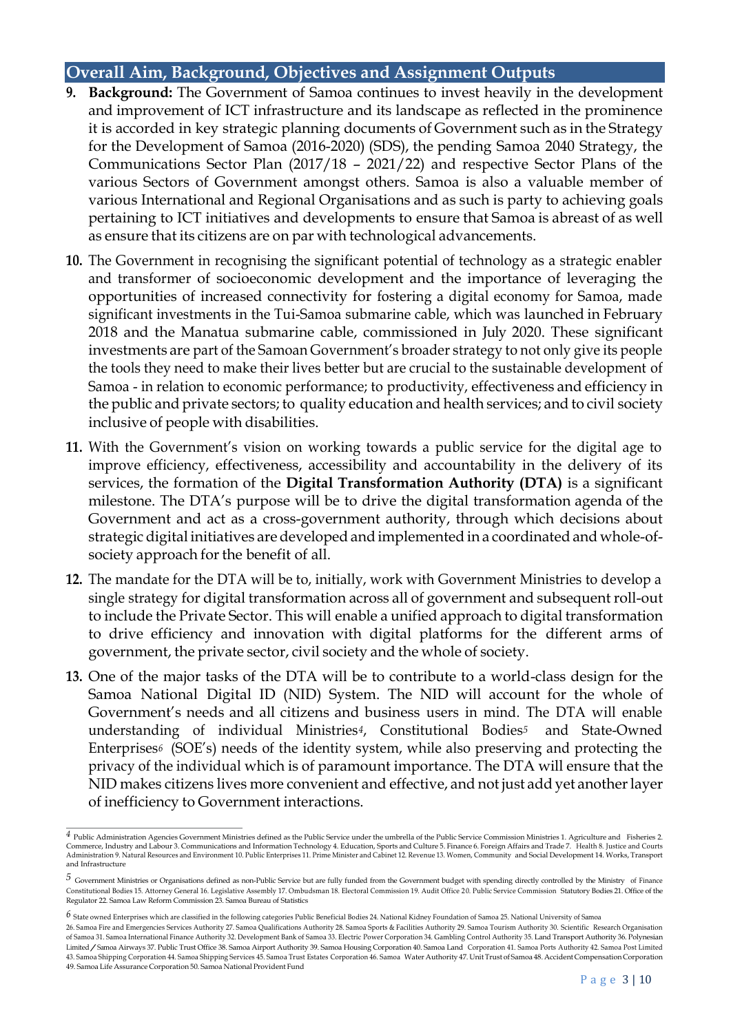## Overall Aim, Background, Objectives and Assignment Outputs

9. **Background:** The Government of Samoa continues to invest heavily in the development and improvement of ICT infrastructure and its landscape as reflected in the prominence it is accorded in key strategic planning documents of Government such as in the Strategy for the Development of Samoa (2016-2020) (SDS), the pending Samoa 2040 Strategy, the Communications Sector Plan (2017/18 – 2021/22) and respective Sector Plans of the various Sectors of Government amongst others. Samoa is also a valuable member of various International and Regional Organisations and as such is party to achieving goals pertaining to ICT initiatives and developments to ensure that Samoa is abreast of as well as ensure that its citizens are on par with technological advancements.

10. The Government in recognising the significant potential of technology as a strategic enabler and transformer of socioeconomic development and the importance of leveraging the opportunities of increased connectivity for fostering a digital economy for Samoa, made significant investments in the Tui-Samoa submarine cable, which was launched in February 2018 and the Manatua submarine cable, commissioned in July 2020. These significant investments are part of the Samoan Government's broader strategy to not only give its people the tools they need to make their lives better but are crucial to the sustainable development of Samoa - in relation to economic performance; to productivity, effectiveness and efficiency in the public and private sectors; to quality education and health services; and to civil society inclusive of people with disabilities.

11. With the Government's vision on working towards a public service for the digital age to improve efficiency, effectiveness, accessibility and accountability in the delivery of its services, the formation of the **Digital Transformation Authority (DTA)** is a significant milestone. The DTA's purpose will be to drive the digital transformation agenda of the Government and act as a cross-government authority, through which decisions about strategic digital initiatives are developed and implemented in a coordinated and whole-of-society approach for the benefit of all.

12. The mandate for the DTA will be to, initially, work with Government Ministries to develop a single strategy for digital transformation across all of government and subsequent roll-out to include the Private Sector. This will enable a unified approach to digital transformation to drive efficiency and innovation with digital platforms for the different arms of government, the private sector, civil society and the whole of society.

13. One of the major tasks of the DTA will be to contribute to a world-class design for the Samoa National Digital ID (NID) System. The NID will account for the whole of Government's needs and all citizens and business users in mind. The DTA will enable understanding of individual Ministries[4], Constitutional Bodies[5] and State-Owned Enterprises[6] (SOE's) needs of the identity system, while also preserving and protecting the privacy of the individual which is of paramount importance. The DTA will ensure that the NID makes citizens lives more convenient and effective, and not just add yet another layer of inefficiency to Government interactions.

---

[4] Public Administration Agencies Government Ministries defined as the Public Service under the umbrella of the Public Service Commission Ministries 1. Agriculture and Fisheries 2. Commerce, Industry and Labour 3. Communications and Information Technology 4. Education, Sports and Culture 5. Finance 6. Foreign Affairs and Trade 7. Health 8. Justice and Courts Administration 9. Natural Resources and Environment 10. Public Enterprises 11. Prime Minister and Cabinet 12. Revenue 13. Women, Community and Social Development 14. Works, Transport and Infrastructure

[5] Government Ministries or Organisations defined as non-Public Service but are fully funded from the Government budget with spending directly controlled by the Ministry of Finance Constitutional Bodies 15. Attorney General 16. Legislative Assembly 17. Ombudsman 18. Electoral Commission 19. Audit Office 20. Public Service Commission Statutory Bodies 21. Office of the Regulator 22. Samoa Law Reform Commission 23. Samoa Bureau of Statistics

[6] State owned Enterprises which are classified in the following categories Public Beneficial Bodies 24. National Kidney Foundation of Samoa 25. National University of Samoa 26. Samoa Fire and Emergencies Services Authority 27. Samoa Qualifications Authority 28. Samoa Sports & Facilities Authority 29. Samoa Tourism Authority 30. Scientific Research Organisation of Samoa 31. Samoa International Finance Authority 32. Development Bank of Samoa 33. Electric Power Corporation 34. Gambling Control Authority 35. Land Transport Authority 36. Polynesian Limited / Samoa Airways 37. Public Trust Office 38. Samoa Airport Authority 39. Samoa Housing Corporation 40. Samoa Land Corporation 41. Samoa Ports Authority 42. Samoa Post Limited 43. Samoa Shipping Corporation 44. Samoa Shipping Services 45. Samoa Trust Estates Corporation 46. Samoa Water Authority 47. Unit Trust of Samoa 48. Accident Compensation Corporation 49. Samoa Life Assurance Corporation 50. Samoa National Provident Fund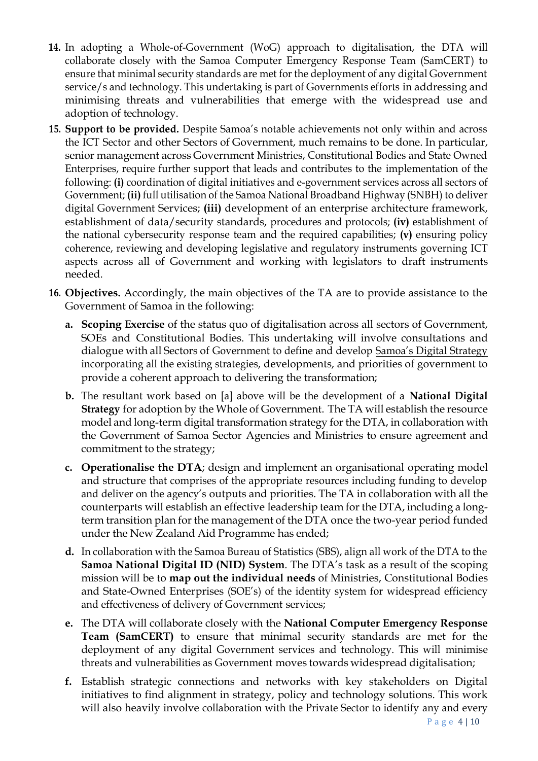14. In adopting a Whole-of-Government (WoG) approach to digitalisation, the DTA will collaborate closely with the Samoa Computer Emergency Response Team (SamCERT) to ensure that minimal security standards are met for the deployment of any digital Government service/s and technology. This undertaking is part of Governments efforts in addressing and minimising threats and vulnerabilities that emerge with the widespread use and adoption of technology.

15. **Support to be provided.** Despite Samoa's notable achievements not only within and across the ICT Sector and other Sectors of Government, much remains to be done. In particular, senior management across Government Ministries, Constitutional Bodies and State Owned Enterprises, require further support that leads and contributes to the implementation of the following: **(i)** coordination of digital initiatives and e-government services across all sectors of Government; **(ii)** full utilisation of the Samoa National Broadband Highway (SNBH) to deliver digital Government Services; **(iii)** development of an enterprise architecture framework, establishment of data/security standards, procedures and protocols; **(iv)** establishment of the national cybersecurity response team and the required capabilities; **(v)** ensuring policy coherence, reviewing and developing legislative and regulatory instruments governing ICT aspects across all of Government and working with legislators to draft instruments needed.

16. **Objectives.** Accordingly, the main objectives of the TA are to provide assistance to the Government of Samoa in the following:

    a. **Scoping Exercise** of the status quo of digitalisation across all sectors of Government, SOEs and Constitutional Bodies. This undertaking will involve consultations and dialogue with all Sectors of Government to define and develop <u>Samoa's Digital Strategy</u> incorporating all the existing strategies, developments, and priorities of government to provide a coherent approach to delivering the transformation;

    b. The resultant work based on [a] above will be the development of a **National Digital Strategy** for adoption by the Whole of Government. The TA will establish the resource model and long-term digital transformation strategy for the DTA, in collaboration with the Government of Samoa Sector Agencies and Ministries to ensure agreement and commitment to the strategy;

    c. **Operationalise the DTA**; design and implement an organisational operating model and structure that comprises of the appropriate resources including funding to develop and deliver on the agency's outputs and priorities. The TA in collaboration with all the counterparts will establish an effective leadership team for the DTA, including a long-term transition plan for the management of the DTA once the two-year period funded under the New Zealand Aid Programme has ended;

    d. In collaboration with the Samoa Bureau of Statistics (SBS), align all work of the DTA to the **Samoa National Digital ID (NID) System**. The DTA's task as a result of the scoping mission will be to **map out the individual needs** of Ministries, Constitutional Bodies and State-Owned Enterprises (SOE's) of the identity system for widespread efficiency and effectiveness of delivery of Government services;

    e. The DTA will collaborate closely with the **National Computer Emergency Response Team (SamCERT)** to ensure that minimal security standards are met for the deployment of any digital Government services and technology. This will minimise threats and vulnerabilities as Government moves towards widespread digitalisation;

    f. Establish strategic connections and networks with key stakeholders on Digital initiatives to find alignment in strategy, policy and technology solutions. This work will also heavily involve collaboration with the Private Sector to identify any and every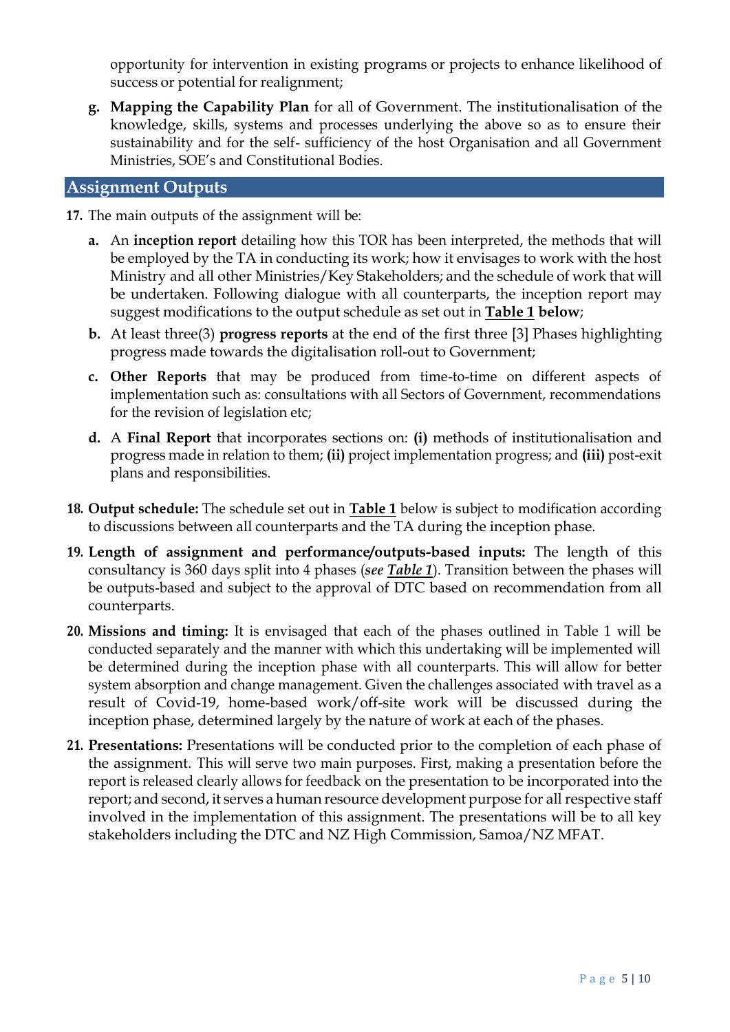opportunity for intervention in existing programs or projects to enhance likelihood of success or potential for realignment;

g. **Mapping the Capability Plan** for all of Government. The institutionalisation of the knowledge, skills, systems and processes underlying the above so as to ensure their sustainability and for the self- sufficiency of the host Organisation and all Government Ministries, SOE's and Constitutional Bodies.

## Assignment Outputs

**17.** The main outputs of the assignment will be:

a. An **inception report** detailing how this TOR has been interpreted, the methods that will be employed by the TA in conducting its work; how it envisages to work with the host Ministry and all other Ministries/Key Stakeholders; and the schedule of work that will be undertaken. Following dialogue with all counterparts, the inception report may suggest modifications to the output schedule as set out in **Table 1 below**;

b. At least three(3) **progress reports** at the end of the first three [3] Phases highlighting progress made towards the digitalisation roll-out to Government;

c. **Other Reports** that may be produced from time-to-time on different aspects of implementation such as: consultations with all Sectors of Government, recommendations for the revision of legislation etc;

d. A **Final Report** that incorporates sections on: **(i)** methods of institutionalisation and progress made in relation to them; **(ii)** project implementation progress; and **(iii)** post-exit plans and responsibilities.

**18. Output schedule:** The schedule set out in **Table 1** below is subject to modification according to discussions between all counterparts and the TA during the inception phase.

**19. Length of assignment and performance/outputs-based inputs:** The length of this consultancy is 360 days split into 4 phases (***see Table 1***). Transition between the phases will be outputs-based and subject to the approval of DTC based on recommendation from all counterparts.

**20. Missions and timing:** It is envisaged that each of the phases outlined in Table 1 will be conducted separately and the manner with which this undertaking will be implemented will be determined during the inception phase with all counterparts. This will allow for better system absorption and change management. Given the challenges associated with travel as a result of Covid-19, home-based work/off-site work will be discussed during the inception phase, determined largely by the nature of work at each of the phases.

**21. Presentations:** Presentations will be conducted prior to the completion of each phase of the assignment. This will serve two main purposes. First, making a presentation before the report is released clearly allows for feedback on the presentation to be incorporated into the report; and second, it serves a human resource development purpose for all respective staff involved in the implementation of this assignment. The presentations will be to all key stakeholders including the DTC and NZ High Commission, Samoa/NZ MFAT.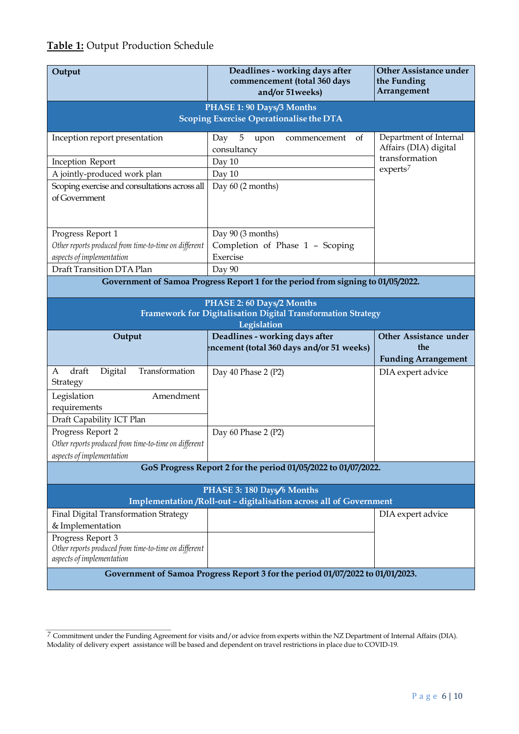**Table 1:** Output Production Schedule

| Output | Deadlines - working days after commencement (total 360 days and/or 51weeks) | Other Assistance under the Funding Arrangement |
|---|---|---|
| **PHASE 1: 90 Days/3 Months Scoping Exercise Operationalise the DTA** | | |
| Inception report presentation | Day 5 upon commencement of consultancy | Department of Internal Affairs (DIA) digital transformation experts[7] |
| Inception Report | Day 10 | |
| A jointly-produced work plan | Day 10 | |
| Scoping exercise and consultations across all of Government | Day 60 (2 months) | |
| Progress Report 1<br>*Other reports produced from time-to-time on different aspects of implementation* | Day 90 (3 months)<br>Completion of Phase 1 – Scoping Exercise | |
| Draft Transition DTA Plan | Day 90 | |
| **Government of Samoa Progress Report 1 for the period from signing to 01/05/2022.** | | |
| **PHASE 2: 60 Days/2 Months Framework for Digitalisation Digital Transformation Strategy Legislation** | | |
| **Output** | **Deadlines - working days after commencement (total 360 days and/or 51 weeks)** | **Other Assistance under the Funding Arrangement** |
| A draft Digital Transformation Strategy | Day 40 Phase 2 (P2) | DIA expert advice |
| Legislation Amendment requirements | | |
| Draft Capability ICT Plan | | |
| Progress Report 2<br>*Other reports produced from time-to-time on different aspects of implementation* | Day 60 Phase 2 (P2) | |
| **GoS Progress Report 2 for the period 01/05/2022 to 01/07/2022.** | | |
| **PHASE 3: 180 Days/6 Months Implementation /Roll-out – digitalisation across all of Government** | | |
| Final Digital Transformation Strategy & Implementation | | DIA expert advice |
| Progress Report 3<br>*Other reports produced from time-to-time on different aspects of implementation* | | |
| **Government of Samoa Progress Report 3 for the period 01/07/2022 to 01/01/2023.** | | |

[7] Commitment under the Funding Agreement for visits and/or advice from experts within the NZ Department of Internal Affairs (DIA). Modality of delivery expert assistance will be based and dependent on travel restrictions in place due to COVID-19.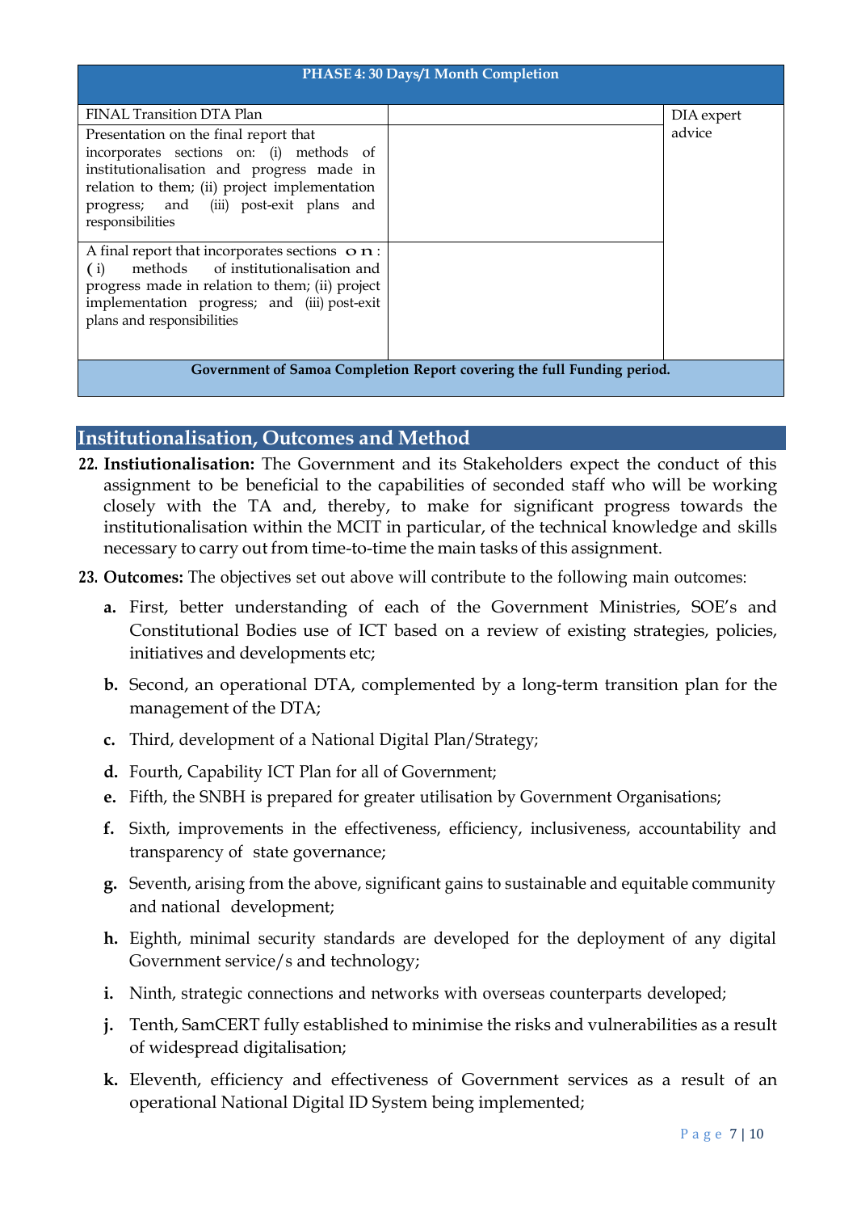| PHASE 4: 30 Days/1 Month Completion | | |
|---|---|---|
| FINAL Transition DTA Plan | | DIA expert advice |
| Presentation on the final report that incorporates sections on: (i) methods of institutionalisation and progress made in relation to them; (ii) project implementation progress; and (iii) post-exit plans and responsibilities | | |
| A final report that incorporates sections on: (i) methods of institutionalisation and progress made in relation to them; (ii) project implementation progress; and (iii) post-exit plans and responsibilities | | |
| **Government of Samoa Completion Report covering the full Funding period.** | | |

## Institutionalisation, Outcomes and Method

22. **Instiutionalisation:** The Government and its Stakeholders expect the conduct of this assignment to be beneficial to the capabilities of seconded staff who will be working closely with the TA and, thereby, to make for significant progress towards the institutionalisation within the MCIT in particular, of the technical knowledge and skills necessary to carry out from time-to-time the main tasks of this assignment.

23. **Outcomes:** The objectives set out above will contribute to the following main outcomes:

    a. First, better understanding of each of the Government Ministries, SOE's and Constitutional Bodies use of ICT based on a review of existing strategies, policies, initiatives and developments etc;

    b. Second, an operational DTA, complemented by a long-term transition plan for the management of the DTA;

    c. Third, development of a National Digital Plan/Strategy;

    d. Fourth, Capability ICT Plan for all of Government;

    e. Fifth, the SNBH is prepared for greater utilisation by Government Organisations;

    f. Sixth, improvements in the effectiveness, efficiency, inclusiveness, accountability and transparency of state governance;

    g. Seventh, arising from the above, significant gains to sustainable and equitable community and national development;

    h. Eighth, minimal security standards are developed for the deployment of any digital Government service/s and technology;

    i. Ninth, strategic connections and networks with overseas counterparts developed;

    j. Tenth, SamCERT fully established to minimise the risks and vulnerabilities as a result of widespread digitalisation;

    k. Eleventh, efficiency and effectiveness of Government services as a result of an operational National Digital ID System being implemented;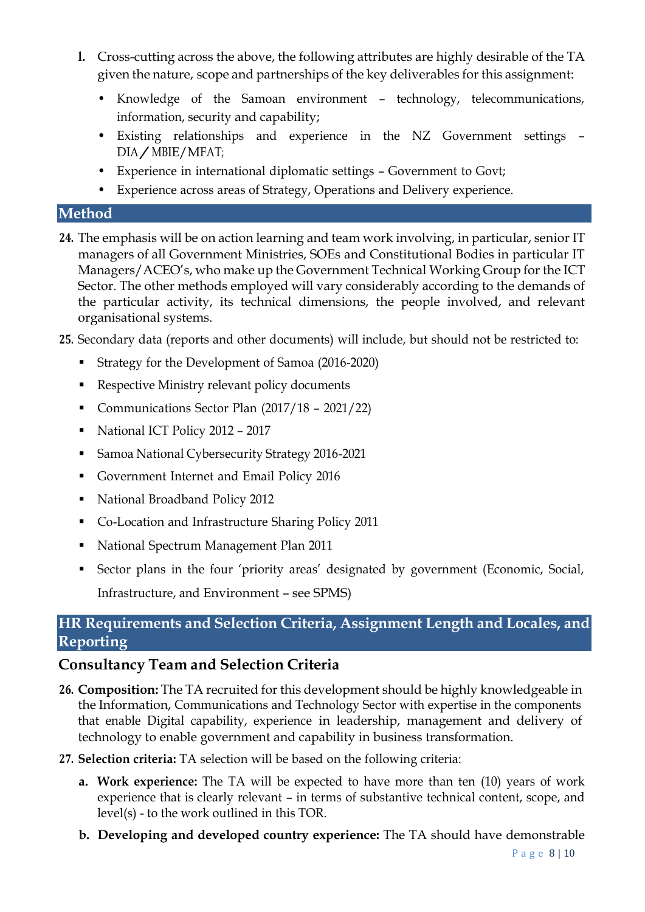**l.** Cross-cutting across the above, the following attributes are highly desirable of the TA given the nature, scope and partnerships of the key deliverables for this assignment:

- Knowledge of the Samoan environment – technology, telecommunications, information, security and capability;
- Existing relationships and experience in the NZ Government settings – DIA / MBIE/MFAT;
- Experience in international diplomatic settings – Government to Govt;
- Experience across areas of Strategy, Operations and Delivery experience.

## Method

**24.** The emphasis will be on action learning and team work involving, in particular, senior IT managers of all Government Ministries, SOEs and Constitutional Bodies in particular IT Managers/ACEO's, who make up the Government Technical Working Group for the ICT Sector. The other methods employed will vary considerably according to the demands of the particular activity, its technical dimensions, the people involved, and relevant organisational systems.

**25.** Secondary data (reports and other documents) will include, but should not be restricted to:

- Strategy for the Development of Samoa (2016-2020)
- Respective Ministry relevant policy documents
- Communications Sector Plan (2017/18 – 2021/22)
- National ICT Policy 2012 – 2017
- Samoa National Cybersecurity Strategy 2016-2021
- Government Internet and Email Policy 2016
- National Broadband Policy 2012
- Co-Location and Infrastructure Sharing Policy 2011
- National Spectrum Management Plan 2011
- Sector plans in the four 'priority areas' designated by government (Economic, Social, Infrastructure, and Environment – see SPMS)

## HR Requirements and Selection Criteria, Assignment Length and Locales, and Reporting

### Consultancy Team and Selection Criteria

**26. Composition:** The TA recruited for this development should be highly knowledgeable in the Information, Communications and Technology Sector with expertise in the components that enable Digital capability, experience in leadership, management and delivery of technology to enable government and capability in business transformation.

**27. Selection criteria:** TA selection will be based on the following criteria:

**a. Work experience:** The TA will be expected to have more than ten (10) years of work experience that is clearly relevant – in terms of substantive technical content, scope, and level(s) - to the work outlined in this TOR.

**b. Developing and developed country experience:** The TA should have demonstrable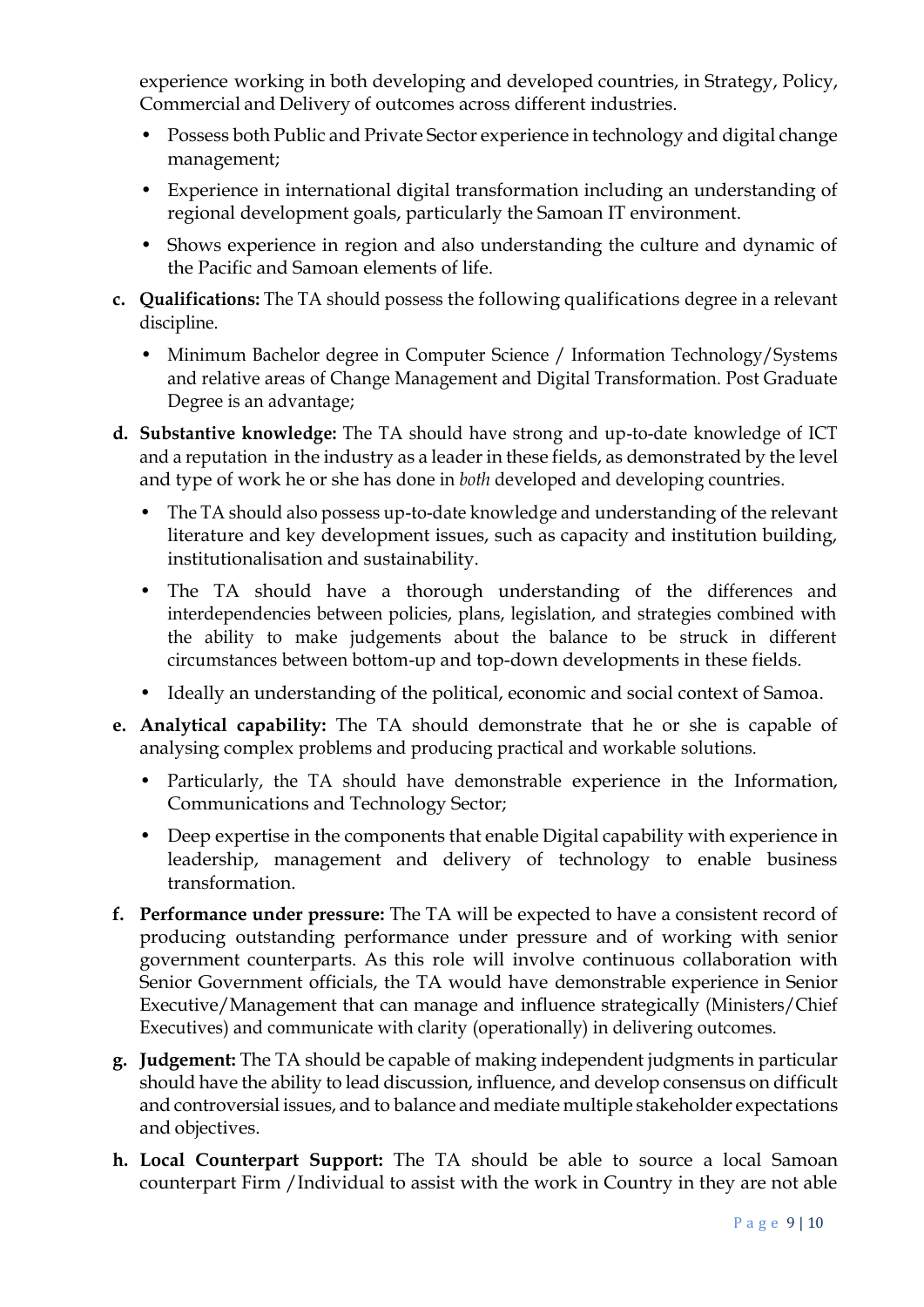experience working in both developing and developed countries, in Strategy, Policy, Commercial and Delivery of outcomes across different industries.

- Possess both Public and Private Sector experience in technology and digital change management;
- Experience in international digital transformation including an understanding of regional development goals, particularly the Samoan IT environment.
- Shows experience in region and also understanding the culture and dynamic of the Pacific and Samoan elements of life.

c. **Qualifications:** The TA should possess the following qualifications degree in a relevant discipline.

- Minimum Bachelor degree in Computer Science / Information Technology/Systems and relative areas of Change Management and Digital Transformation. Post Graduate Degree is an advantage;

d. **Substantive knowledge:** The TA should have strong and up-to-date knowledge of ICT and a reputation in the industry as a leader in these fields, as demonstrated by the level and type of work he or she has done in *both* developed and developing countries.

- The TA should also possess up-to-date knowledge and understanding of the relevant literature and key development issues, such as capacity and institution building, institutionalisation and sustainability.
- The TA should have a thorough understanding of the differences and interdependencies between policies, plans, legislation, and strategies combined with the ability to make judgements about the balance to be struck in different circumstances between bottom-up and top-down developments in these fields.
- Ideally an understanding of the political, economic and social context of Samoa.

e. **Analytical capability:** The TA should demonstrate that he or she is capable of analysing complex problems and producing practical and workable solutions.

- Particularly, the TA should have demonstrable experience in the Information, Communications and Technology Sector;
- Deep expertise in the components that enable Digital capability with experience in leadership, management and delivery of technology to enable business transformation.

f. **Performance under pressure:** The TA will be expected to have a consistent record of producing outstanding performance under pressure and of working with senior government counterparts. As this role will involve continuous collaboration with Senior Government officials, the TA would have demonstrable experience in Senior Executive/Management that can manage and influence strategically (Ministers/Chief Executives) and communicate with clarity (operationally) in delivering outcomes.

g. **Judgement:** The TA should be capable of making independent judgments in particular should have the ability to lead discussion, influence, and develop consensus on difficult and controversial issues, and to balance and mediate multiple stakeholder expectations and objectives.

h. **Local Counterpart Support:** The TA should be able to source a local Samoan counterpart Firm /Individual to assist with the work in Country in they are not able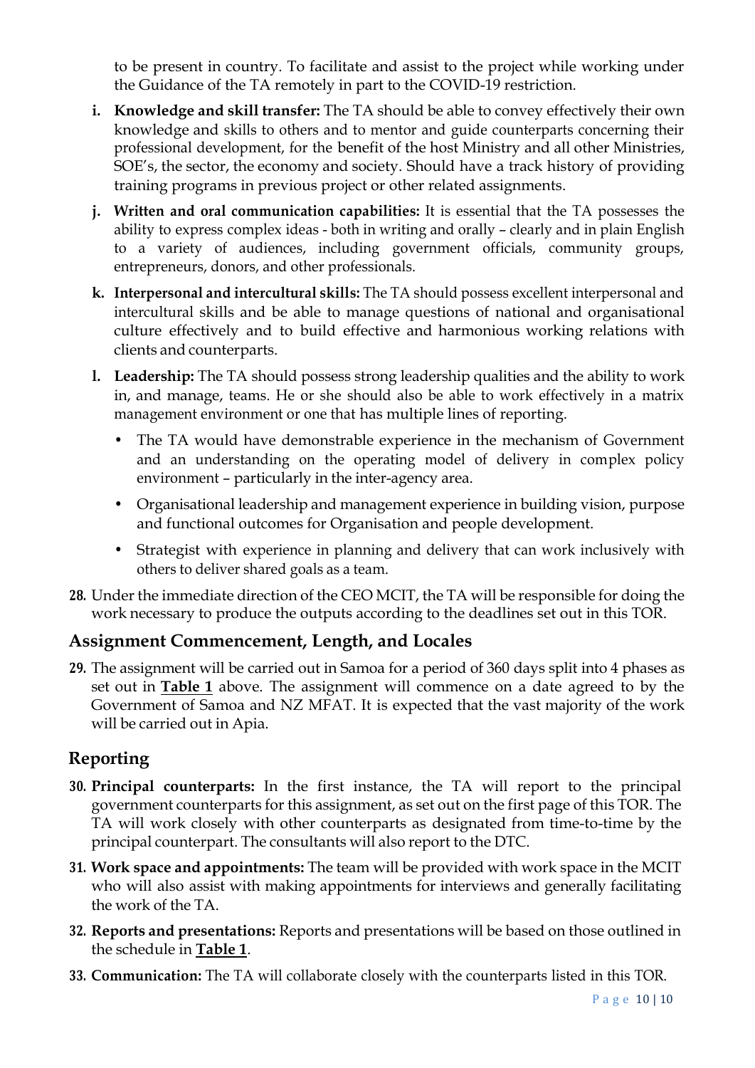to be present in country. To facilitate and assist to the project while working under the Guidance of the TA remotely in part to the COVID-19 restriction.

i. **Knowledge and skill transfer:** The TA should be able to convey effectively their own knowledge and skills to others and to mentor and guide counterparts concerning their professional development, for the benefit of the host Ministry and all other Ministries, SOE's, the sector, the economy and society. Should have a track history of providing training programs in previous project or other related assignments.

j. **Written and oral communication capabilities:** It is essential that the TA possesses the ability to express complex ideas - both in writing and orally – clearly and in plain English to a variety of audiences, including government officials, community groups, entrepreneurs, donors, and other professionals.

k. **Interpersonal and intercultural skills:** The TA should possess excellent interpersonal and intercultural skills and be able to manage questions of national and organisational culture effectively and to build effective and harmonious working relations with clients and counterparts.

l. **Leadership:** The TA should possess strong leadership qualities and the ability to work in, and manage, teams. He or she should also be able to work effectively in a matrix management environment or one that has multiple lines of reporting.

   - The TA would have demonstrable experience in the mechanism of Government and an understanding on the operating model of delivery in complex policy environment – particularly in the inter-agency area.
   - Organisational leadership and management experience in building vision, purpose and functional outcomes for Organisation and people development.
   - Strategist with experience in planning and delivery that can work inclusively with others to deliver shared goals as a team.

28. Under the immediate direction of the CEO MCIT, the TA will be responsible for doing the work necessary to produce the outputs according to the deadlines set out in this TOR.

## Assignment Commencement, Length, and Locales

29. The assignment will be carried out in Samoa for a period of 360 days split into 4 phases as set out in **Table 1** above. The assignment will commence on a date agreed to by the Government of Samoa and NZ MFAT. It is expected that the vast majority of the work will be carried out in Apia.

## Reporting

30. **Principal counterparts:** In the first instance, the TA will report to the principal government counterparts for this assignment, as set out on the first page of this TOR. The TA will work closely with other counterparts as designated from time-to-time by the principal counterpart. The consultants will also report to the DTC.

31. **Work space and appointments:** The team will be provided with work space in the MCIT who will also assist with making appointments for interviews and generally facilitating the work of the TA.

32. **Reports and presentations:** Reports and presentations will be based on those outlined in the schedule in **Table 1**.

33. **Communication:** The TA will collaborate closely with the counterparts listed in this TOR.